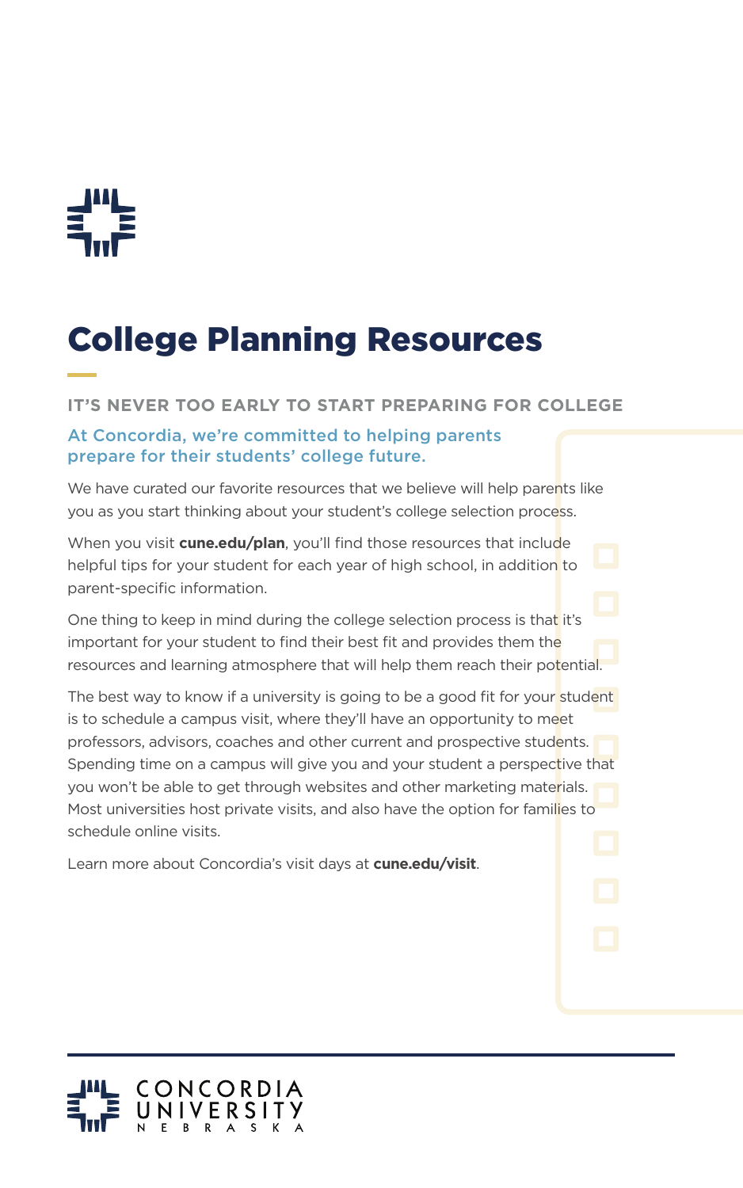# College Planning Resources

## IT'S NEVER TOO EARLY TO START PREPARING FOR COLLEGE

### At Concordia, we're committed to helping parents prepare for their students' college future.

We have curated our favorite resources that we believe will help parents like you as you start thinking about your student's college selection process.

When you visit **cune.edu/plan**, you'll find those resources that include helpful tips for your student for each year of high school, in addition to parent-specific information.

One thing to keep in mind during the college selection process is that it's important for your student to find their best fit and provides them the resources and learning atmosphere that will help them reach their potential.

The best way to know if a university is going to be a good fit for your student is to schedule a campus visit, where they'll have an opportunity to meet professors, advisors, coaches and other current and prospective students. Spending time on a campus will give you and your student a perspective that you won't be able to get through websites and other marketing materials. Most universities host private visits, and also have the option for families to schedule online visits.

Learn more about Concordia's visit days at **cune.edu/visit**.

CONCORDIA UNIVERSITY NEBRASKA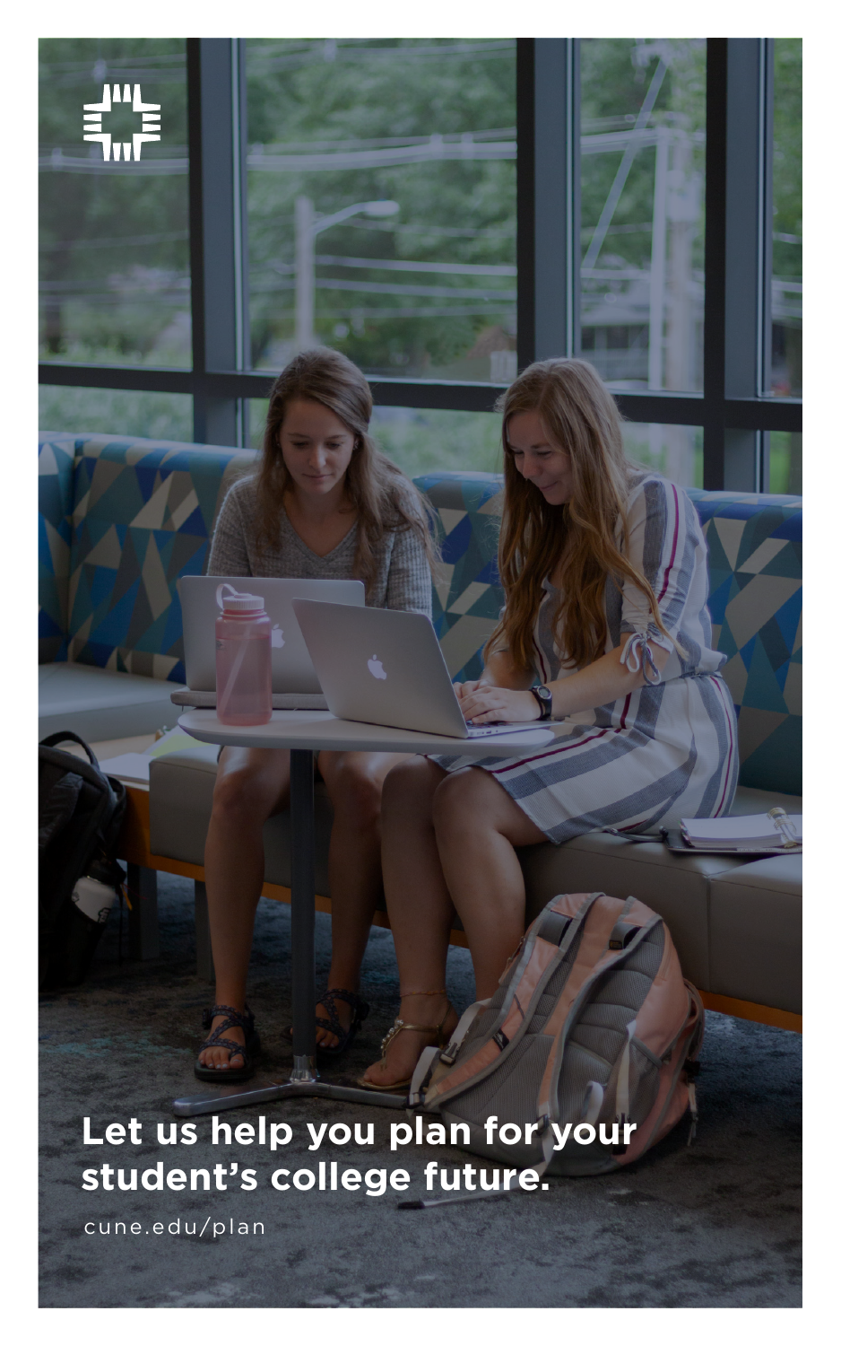**Let us help you plan for your student's college future.**

cune.edu/plan